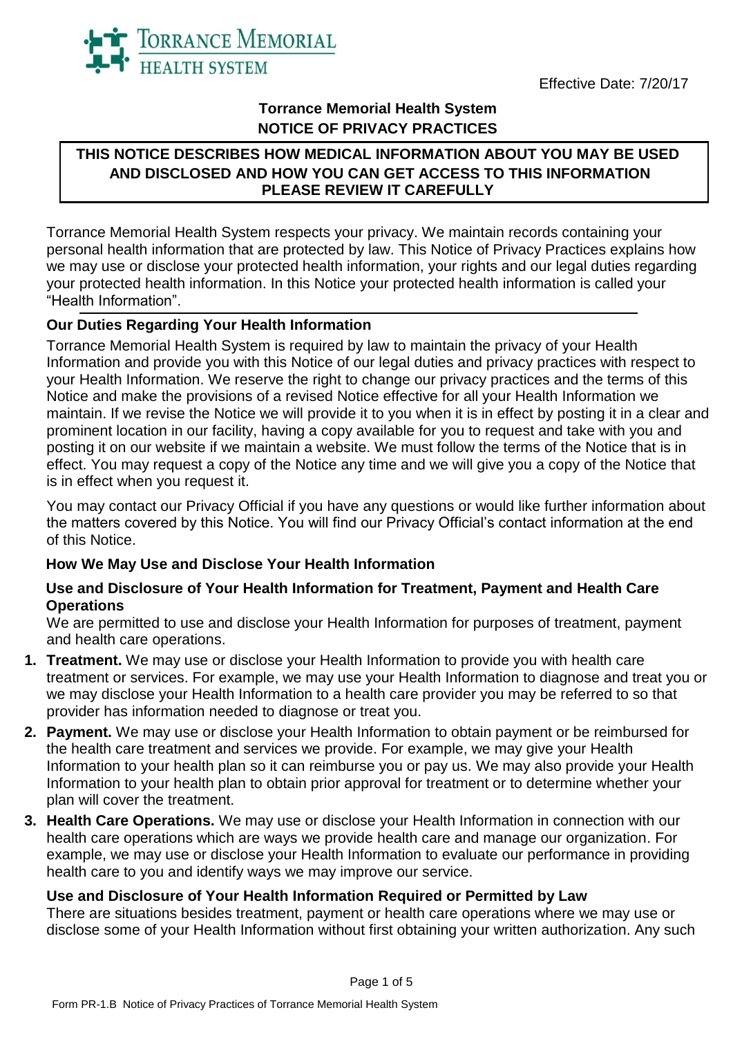TORRANCE MEMORIAL HEALTH SYSTEM

Effective Date: 7/20/17

# Torrance Memorial Health System
# NOTICE OF PRIVACY PRACTICES

**THIS NOTICE DESCRIBES HOW MEDICAL INFORMATION ABOUT YOU MAY BE USED AND DISCLOSED AND HOW YOU CAN GET ACCESS TO THIS INFORMATION PLEASE REVIEW IT CAREFULLY**

Torrance Memorial Health System respects your privacy. We maintain records containing your personal health information that are protected by law. This Notice of Privacy Practices explains how we may use or disclose your protected health information, your rights and our legal duties regarding your protected health information. In this Notice your protected health information is called your "Health Information".

## Our Duties Regarding Your Health Information

Torrance Memorial Health System is required by law to maintain the privacy of your Health Information and provide you with this Notice of our legal duties and privacy practices with respect to your Health Information. We reserve the right to change our privacy practices and the terms of this Notice and make the provisions of a revised Notice effective for all your Health Information we maintain. If we revise the Notice we will provide it to you when it is in effect by posting it in a clear and prominent location in our facility, having a copy available for you to request and take with you and posting it on our website if we maintain a website. We must follow the terms of the Notice that is in effect. You may request a copy of the Notice any time and we will give you a copy of the Notice that is in effect when you request it.

You may contact our Privacy Official if you have any questions or would like further information about the matters covered by this Notice. You will find our Privacy Official's contact information at the end of this Notice.

## How We May Use and Disclose Your Health Information

### Use and Disclosure of Your Health Information for Treatment, Payment and Health Care Operations

We are permitted to use and disclose your Health Information for purposes of treatment, payment and health care operations.

1. **Treatment.** We may use or disclose your Health Information to provide you with health care treatment or services. For example, we may use your Health Information to diagnose and treat you or we may disclose your Health Information to a health care provider you may be referred to so that provider has information needed to diagnose or treat you.
2. **Payment.** We may use or disclose your Health Information to obtain payment or be reimbursed for the health care treatment and services we provide. For example, we may give your Health Information to your health plan so it can reimburse you or pay us. We may also provide your Health Information to your health plan to obtain prior approval for treatment or to determine whether your plan will cover the treatment.
3. **Health Care Operations.** We may use or disclose your Health Information in connection with our health care operations which are ways we provide health care and manage our organization. For example, we may use or disclose your Health Information to evaluate our performance in providing health care to you and identify ways we may improve our service.

### Use and Disclosure of Your Health Information Required or Permitted by Law

There are situations besides treatment, payment or health care operations where we may use or disclose some of your Health Information without first obtaining your written authorization. Any such

Form PR-1.B Notice of Privacy Practices of Torrance Memorial Health System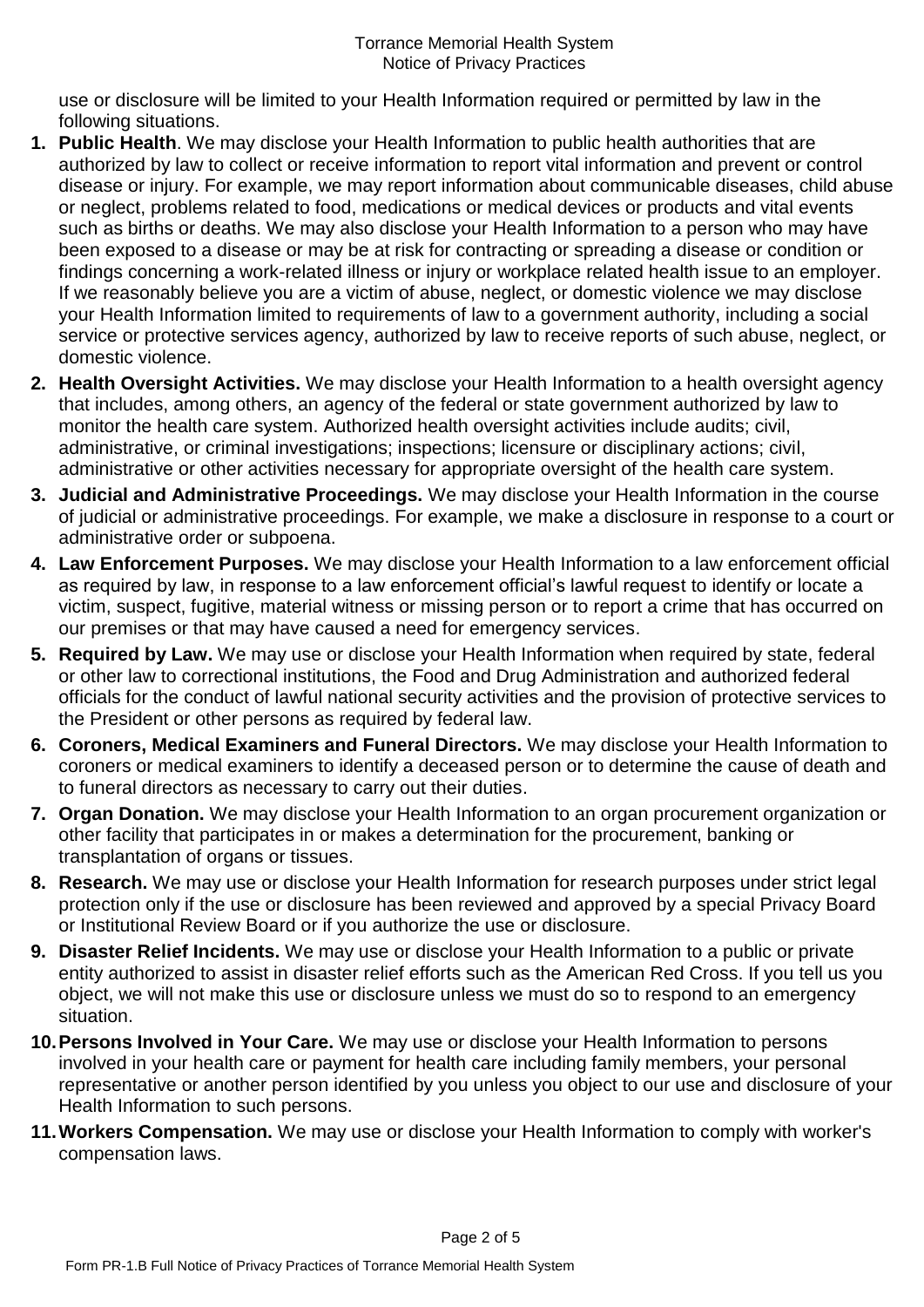use or disclosure will be limited to your Health Information required or permitted by law in the following situations.

1. **Public Health**. We may disclose your Health Information to public health authorities that are authorized by law to collect or receive information to report vital information and prevent or control disease or injury. For example, we may report information about communicable diseases, child abuse or neglect, problems related to food, medications or medical devices or products and vital events such as births or deaths. We may also disclose your Health Information to a person who may have been exposed to a disease or may be at risk for contracting or spreading a disease or condition or findings concerning a work-related illness or injury or workplace related health issue to an employer. If we reasonably believe you are a victim of abuse, neglect, or domestic violence we may disclose your Health Information limited to requirements of law to a government authority, including a social service or protective services agency, authorized by law to receive reports of such abuse, neglect, or domestic violence.
2. **Health Oversight Activities.** We may disclose your Health Information to a health oversight agency that includes, among others, an agency of the federal or state government authorized by law to monitor the health care system. Authorized health oversight activities include audits; civil, administrative, or criminal investigations; inspections; licensure or disciplinary actions; civil, administrative or other activities necessary for appropriate oversight of the health care system.
3. **Judicial and Administrative Proceedings.** We may disclose your Health Information in the course of judicial or administrative proceedings. For example, we make a disclosure in response to a court or administrative order or subpoena.
4. **Law Enforcement Purposes.** We may disclose your Health Information to a law enforcement official as required by law, in response to a law enforcement official's lawful request to identify or locate a victim, suspect, fugitive, material witness or missing person or to report a crime that has occurred on our premises or that may have caused a need for emergency services.
5. **Required by Law.** We may use or disclose your Health Information when required by state, federal or other law to correctional institutions, the Food and Drug Administration and authorized federal officials for the conduct of lawful national security activities and the provision of protective services to the President or other persons as required by federal law.
6. **Coroners, Medical Examiners and Funeral Directors.** We may disclose your Health Information to coroners or medical examiners to identify a deceased person or to determine the cause of death and to funeral directors as necessary to carry out their duties.
7. **Organ Donation.** We may disclose your Health Information to an organ procurement organization or other facility that participates in or makes a determination for the procurement, banking or transplantation of organs or tissues.
8. **Research.** We may use or disclose your Health Information for research purposes under strict legal protection only if the use or disclosure has been reviewed and approved by a special Privacy Board or Institutional Review Board or if you authorize the use or disclosure.
9. **Disaster Relief Incidents.** We may use or disclose your Health Information to a public or private entity authorized to assist in disaster relief efforts such as the American Red Cross. If you tell us you object, we will not make this use or disclosure unless we must do so to respond to an emergency situation.
10. **Persons Involved in Your Care.** We may use or disclose your Health Information to persons involved in your health care or payment for health care including family members, your personal representative or another person identified by you unless you object to our use and disclosure of your Health Information to such persons.
11. **Workers Compensation.** We may use or disclose your Health Information to comply with worker's compensation laws.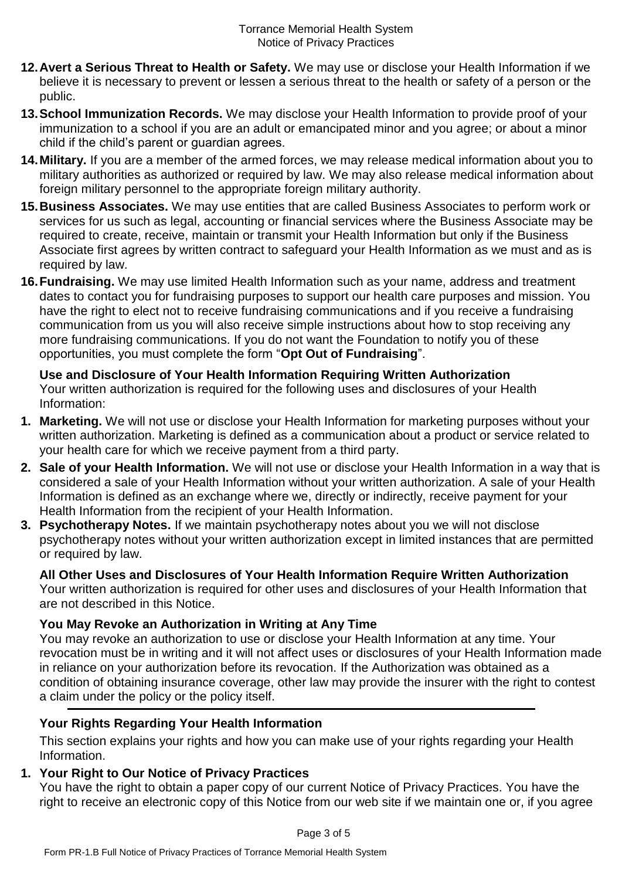12. **Avert a Serious Threat to Health or Safety.** We may use or disclose your Health Information if we believe it is necessary to prevent or lessen a serious threat to the health or safety of a person or the public.
13. **School Immunization Records.** We may disclose your Health Information to provide proof of your immunization to a school if you are an adult or emancipated minor and you agree; or about a minor child if the child's parent or guardian agrees.
14. **Military.** If you are a member of the armed forces, we may release medical information about you to military authorities as authorized or required by law. We may also release medical information about foreign military personnel to the appropriate foreign military authority.
15. **Business Associates.** We may use entities that are called Business Associates to perform work or services for us such as legal, accounting or financial services where the Business Associate may be required to create, receive, maintain or transmit your Health Information but only if the Business Associate first agrees by written contract to safeguard your Health Information as we must and as is required by law.
16. **Fundraising.** We may use limited Health Information such as your name, address and treatment dates to contact you for fundraising purposes to support our health care purposes and mission. You have the right to elect not to receive fundraising communications and if you receive a fundraising communication from us you will also receive simple instructions about how to stop receiving any more fundraising communications. If you do not want the Foundation to notify you of these opportunities, you must complete the form "**Opt Out of Fundraising**".

**Use and Disclosure of Your Health Information Requiring Written Authorization**

Your written authorization is required for the following uses and disclosures of your Health Information:

1. **Marketing.** We will not use or disclose your Health Information for marketing purposes without your written authorization. Marketing is defined as a communication about a product or service related to your health care for which we receive payment from a third party.
2. **Sale of your Health Information.** We will not use or disclose your Health Information in a way that is considered a sale of your Health Information without your written authorization. A sale of your Health Information is defined as an exchange where we, directly or indirectly, receive payment for your Health Information from the recipient of your Health Information.
3. **Psychotherapy Notes.** If we maintain psychotherapy notes about you we will not disclose psychotherapy notes without your written authorization except in limited instances that are permitted or required by law.

**All Other Uses and Disclosures of Your Health Information Require Written Authorization**

Your written authorization is required for other uses and disclosures of your Health Information that are not described in this Notice.

**You May Revoke an Authorization in Writing at Any Time**

You may revoke an authorization to use or disclose your Health Information at any time. Your revocation must be in writing and it will not affect uses or disclosures of your Health Information made in reliance on your authorization before its revocation. If the Authorization was obtained as a condition of obtaining insurance coverage, other law may provide the insurer with the right to contest a claim under the policy or the policy itself.

---

## Your Rights Regarding Your Health Information

This section explains your rights and how you can make use of your rights regarding your Health Information.

1. **Your Right to Our Notice of Privacy Practices**

   You have the right to obtain a paper copy of our current Notice of Privacy Practices. You have the right to receive an electronic copy of this Notice from our web site if we maintain one or, if you agree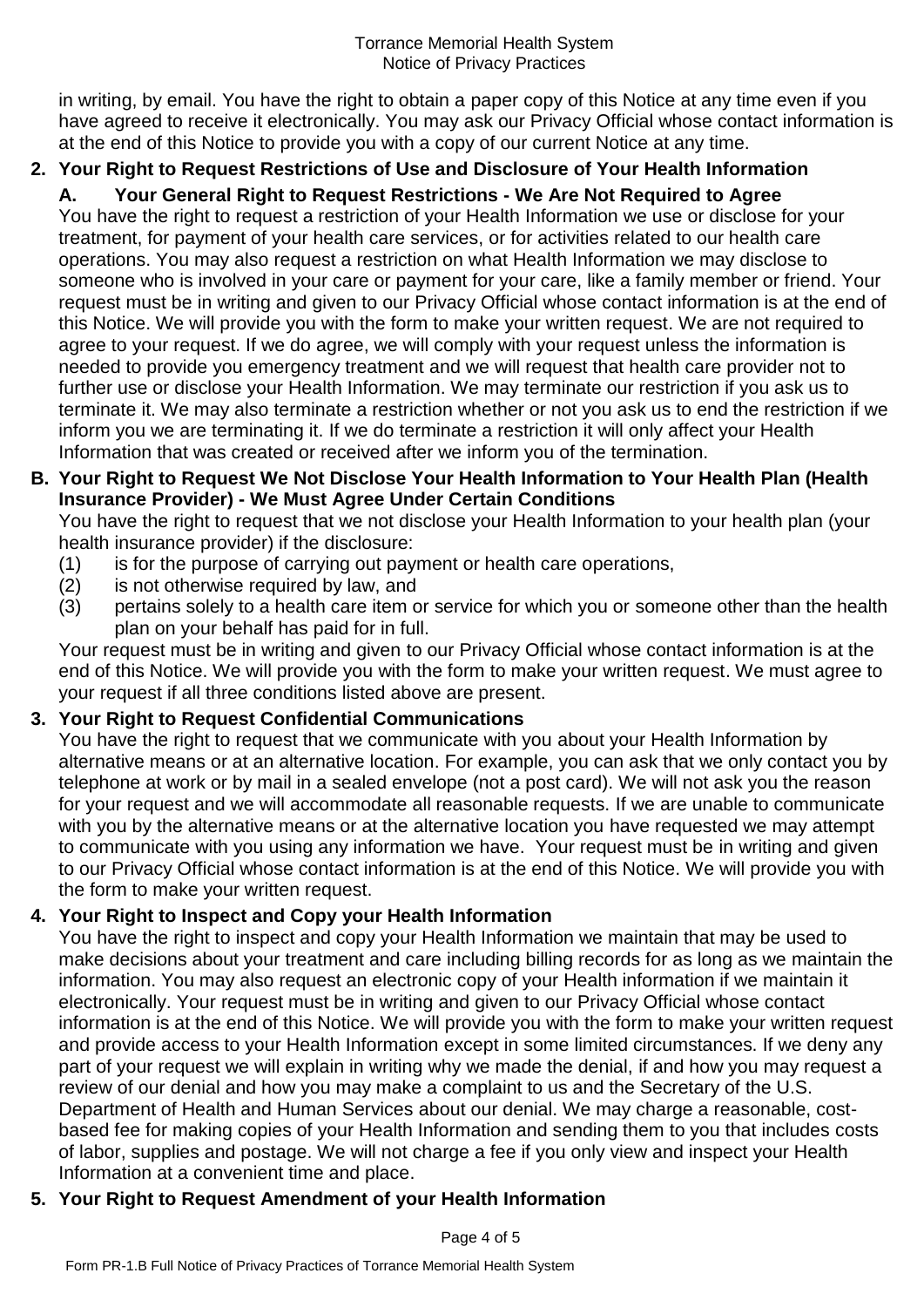in writing, by email. You have the right to obtain a paper copy of this Notice at any time even if you have agreed to receive it electronically. You may ask our Privacy Official whose contact information is at the end of this Notice to provide you with a copy of our current Notice at any time.

## 2. Your Right to Request Restrictions of Use and Disclosure of Your Health Information

### A. Your General Right to Request Restrictions - We Are Not Required to Agree

You have the right to request a restriction of your Health Information we use or disclose for your treatment, for payment of your health care services, or for activities related to our health care operations. You may also request a restriction on what Health Information we may disclose to someone who is involved in your care or payment for your care, like a family member or friend. Your request must be in writing and given to our Privacy Official whose contact information is at the end of this Notice. We will provide you with the form to make your written request. We are not required to agree to your request. If we do agree, we will comply with your request unless the information is needed to provide you emergency treatment and we will request that health care provider not to further use or disclose your Health Information. We may terminate our restriction if you ask us to terminate it. We may also terminate a restriction whether or not you ask us to end the restriction if we inform you we are terminating it. If we do terminate a restriction it will only affect your Health Information that was created or received after we inform you of the termination.

### B. Your Right to Request We Not Disclose Your Health Information to Your Health Plan (Health Insurance Provider) - We Must Agree Under Certain Conditions

You have the right to request that we not disclose your Health Information to your health plan (your health insurance provider) if the disclosure:

(1) is for the purpose of carrying out payment or health care operations,
(2) is not otherwise required by law, and
(3) pertains solely to a health care item or service for which you or someone other than the health plan on your behalf has paid for in full.

Your request must be in writing and given to our Privacy Official whose contact information is at the end of this Notice. We will provide you with the form to make your written request. We must agree to your request if all three conditions listed above are present.

## 3. Your Right to Request Confidential Communications

You have the right to request that we communicate with you about your Health Information by alternative means or at an alternative location. For example, you can ask that we only contact you by telephone at work or by mail in a sealed envelope (not a post card). We will not ask you the reason for your request and we will accommodate all reasonable requests. If we are unable to communicate with you by the alternative means or at the alternative location you have requested we may attempt to communicate with you using any information we have. Your request must be in writing and given to our Privacy Official whose contact information is at the end of this Notice. We will provide you with the form to make your written request.

## 4. Your Right to Inspect and Copy your Health Information

You have the right to inspect and copy your Health Information we maintain that may be used to make decisions about your treatment and care including billing records for as long as we maintain the information. You may also request an electronic copy of your Health information if we maintain it electronically. Your request must be in writing and given to our Privacy Official whose contact information is at the end of this Notice. We will provide you with the form to make your written request and provide access to your Health Information except in some limited circumstances. If we deny any part of your request we will explain in writing why we made the denial, if and how you may request a review of our denial and how you may make a complaint to us and the Secretary of the U.S. Department of Health and Human Services about our denial. We may charge a reasonable, cost-based fee for making copies of your Health Information and sending them to you that includes costs of labor, supplies and postage. We will not charge a fee if you only view and inspect your Health Information at a convenient time and place.

## 5. Your Right to Request Amendment of your Health Information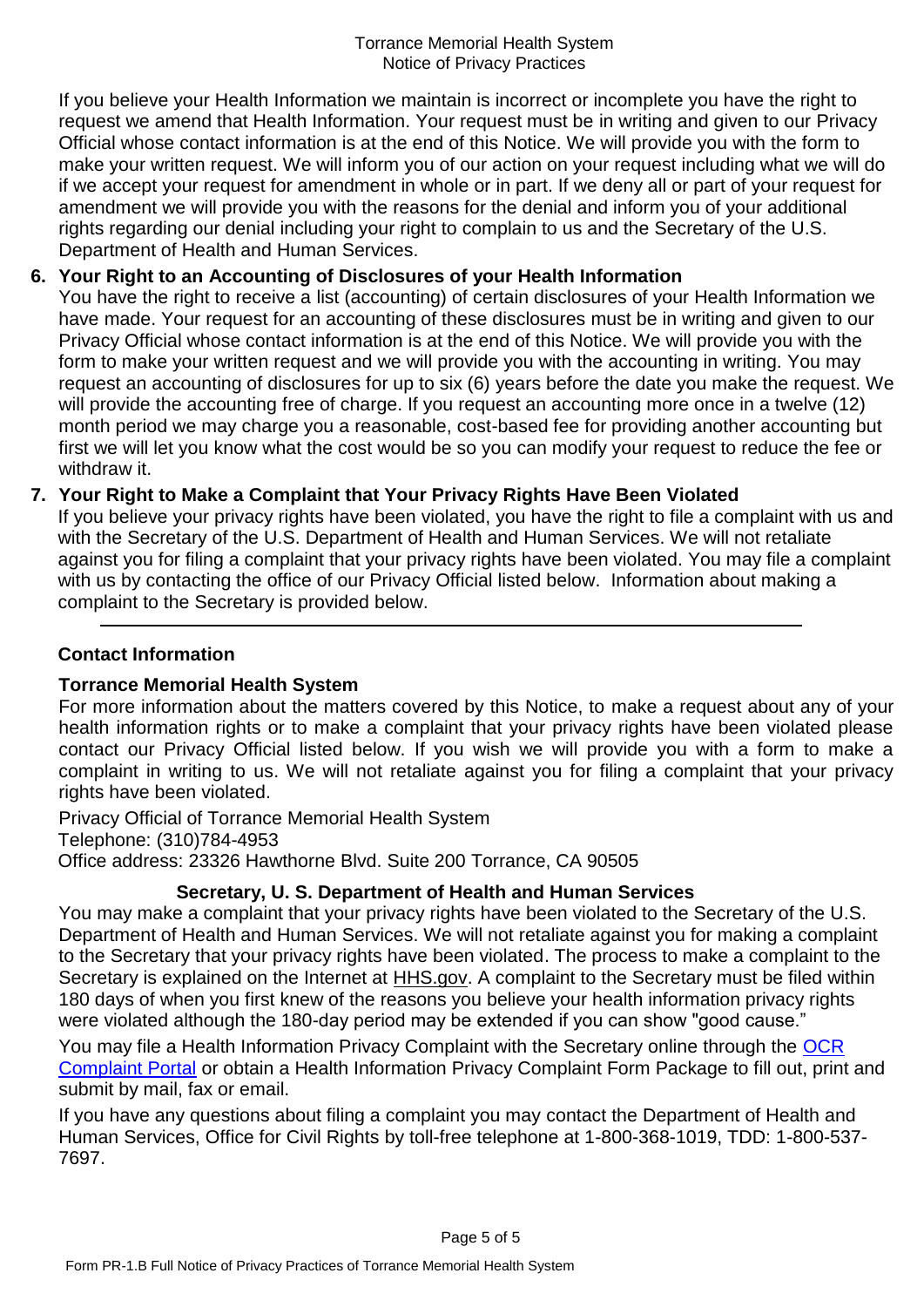If you believe your Health Information we maintain is incorrect or incomplete you have the right to request we amend that Health Information. Your request must be in writing and given to our Privacy Official whose contact information is at the end of this Notice. We will provide you with the form to make your written request. We will inform you of our action on your request including what we will do if we accept your request for amendment in whole or in part. If we deny all or part of your request for amendment we will provide you with the reasons for the denial and inform you of your additional rights regarding our denial including your right to complain to us and the Secretary of the U.S. Department of Health and Human Services.

6. **Your Right to an Accounting of Disclosures of your Health Information**
   You have the right to receive a list (accounting) of certain disclosures of your Health Information we have made. Your request for an accounting of these disclosures must be in writing and given to our Privacy Official whose contact information is at the end of this Notice. We will provide you with the form to make your written request and we will provide you with the accounting in writing. You may request an accounting of disclosures for up to six (6) years before the date you make the request. We will provide the accounting free of charge. If you request an accounting more once in a twelve (12) month period we may charge you a reasonable, cost-based fee for providing another accounting but first we will let you know what the cost would be so you can modify your request to reduce the fee or withdraw it.

7. **Your Right to Make a Complaint that Your Privacy Rights Have Been Violated**
   If you believe your privacy rights have been violated, you have the right to file a complaint with us and with the Secretary of the U.S. Department of Health and Human Services. We will not retaliate against you for filing a complaint that your privacy rights have been violated. You may file a complaint with us by contacting the office of our Privacy Official listed below. Information about making a complaint to the Secretary is provided below.

---

## Contact Information

### Torrance Memorial Health System

For more information about the matters covered by this Notice, to make a request about any of your health information rights or to make a complaint that your privacy rights have been violated please contact our Privacy Official listed below. If you wish we will provide you with a form to make a complaint in writing to us. We will not retaliate against you for filing a complaint that your privacy rights have been violated.

Privacy Official of Torrance Memorial Health System
Telephone: (310)784-4953
Office address: 23326 Hawthorne Blvd. Suite 200 Torrance, CA 90505

### Secretary, U. S. Department of Health and Human Services

You may make a complaint that your privacy rights have been violated to the Secretary of the U.S. Department of Health and Human Services. We will not retaliate against you for making a complaint to the Secretary that your privacy rights have been violated. The process to make a complaint to the Secretary is explained on the Internet at HHS.gov. A complaint to the Secretary must be filed within 180 days of when you first knew of the reasons you believe your health information privacy rights were violated although the 180-day period may be extended if you can show "good cause."

You may file a Health Information Privacy Complaint with the Secretary online through the OCR Complaint Portal or obtain a Health Information Privacy Complaint Form Package to fill out, print and submit by mail, fax or email.

If you have any questions about filing a complaint you may contact the Department of Health and Human Services, Office for Civil Rights by toll-free telephone at 1-800-368-1019, TDD: 1-800-537-7697.